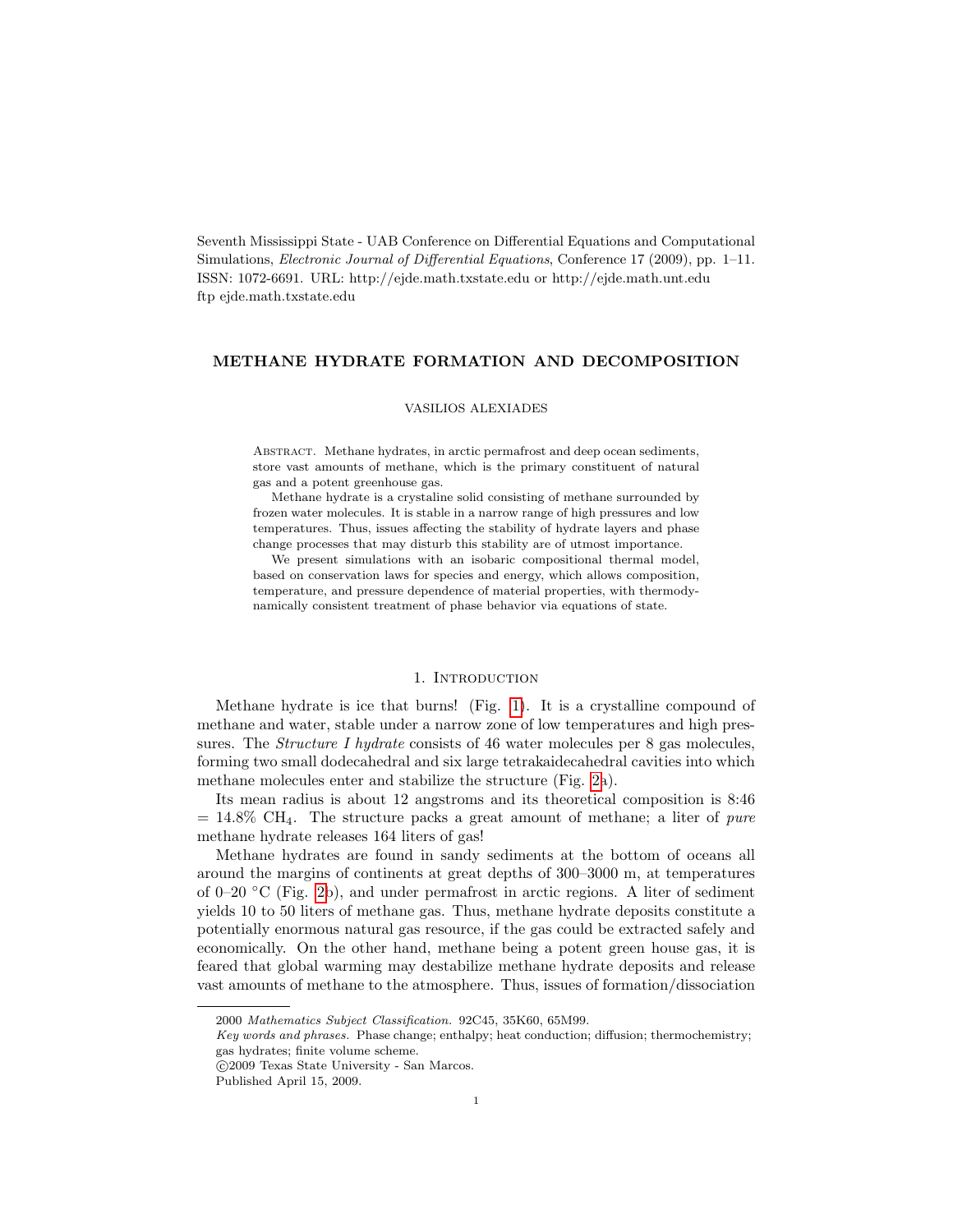Seventh Mississippi State - UAB Conference on Differential Equations and Computational Simulations, *Electronic Journal of Differential Equations*, Conference 17 (2009), pp. 1–11. ISSN: 1072-6691. URL: http://ejde.math.txstate.edu or http://ejde.math.unt.edu ftp ejde.math.txstate.edu

# METHANE HYDRATE FORMATION AND DECOMPOSITION

VASILIOS ALEXIADES

Abstract. Methane hydrates, in arctic permafrost and deep ocean sediments, store vast amounts of methane, which is the primary constituent of natural gas and a potent greenhouse gas.

Methane hydrate is a crystaline solid consisting of methane surrounded by frozen water molecules. It is stable in a narrow range of high pressures and low temperatures. Thus, issues affecting the stability of hydrate layers and phase change processes that may disturb this stability are of utmost importance.

We present simulations with an isobaric compositional thermal model, based on conservation laws for species and energy, which allows composition, temperature, and pressure dependence of material properties, with thermodynamically consistent treatment of phase behavior via equations of state.

## 1. Introduction

Methane hydrate is ice that burns! (Fig. 1). It is a crystalline compound of methane and water, stable under a narrow zone of low temperatures and high pressures. The *Structure I hydrate* consists of 46 water molecules per 8 gas molecules, forming two small dodecahedral and six large tetrakaidecahedral cavities into which methane molecules enter and stabilize the structure (Fig. 2a).

Its mean radius is about 12 angstroms and its theoretical composition is 8:46 = 14.8% $CH_4$. The structure packs a great amount of methane; a liter of *pure* methane hydrate releases 164 liters of gas!

Methane hydrates are found in sandy sediments at the bottom of oceans all around the margins of continents at great depths of 300–3000 m, at temperatures of 0–20 °C (Fig. 2b), and under permafrost in arctic regions. A liter of sediment yields 10 to 50 liters of methane gas. Thus, methane hydrate deposits constitute a potentially enormous natural gas resource, if the gas could be extracted safely and economically. On the other hand, methane being a potent green house gas, it is feared that global warming may destabilize methane hydrate deposits and release vast amounts of methane to the atmosphere. Thus, issues of formation/dissociation

---

2000 *Mathematics Subject Classification.* 92C45, 35K60, 65M99.

*Key words and phrases.* Phase change; enthalpy; heat conduction; diffusion; thermochemistry; gas hydrates; finite volume scheme.

©2009 Texas State University - San Marcos.

Published April 15, 2009.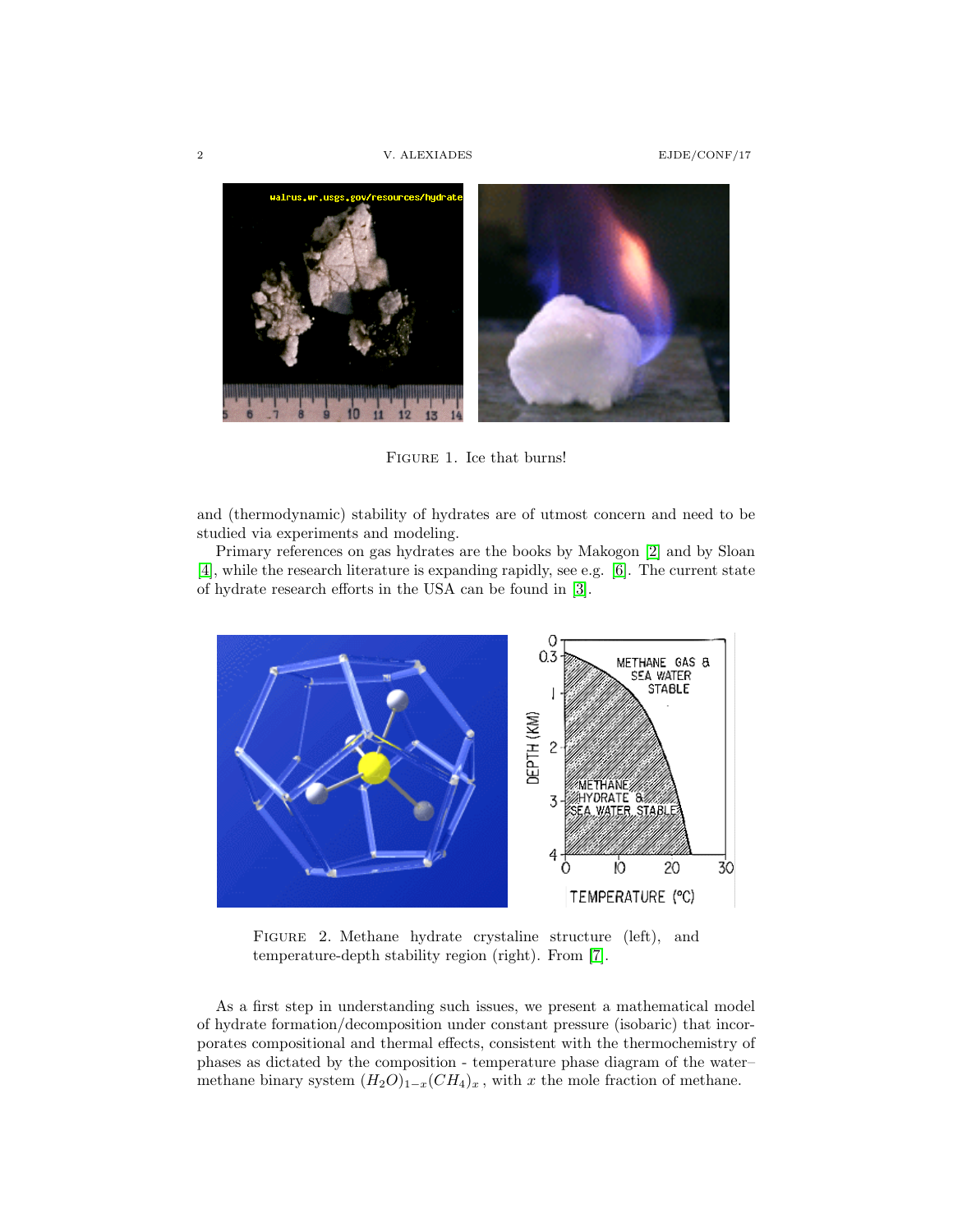FIGURE 1. Ice that burns!

and (thermodynamic) stability of hydrates are of utmost concern and need to be studied via experiments and modeling.

Primary references on gas hydrates are the books by Makogon [2] and by Sloan [4], while the research literature is expanding rapidly, see e.g. [6]. The current state of hydrate research efforts in the USA can be found in [3].

FIGURE 2. Methane hydrate crystaline structure (left), and temperature-depth stability region (right). From [7].

As a first step in understanding such issues, we present a mathematical model of hydrate formation/decomposition under constant pressure (isobaric) that incorporates compositional and thermal effects, consistent with the thermochemistry of phases as dictated by the composition - temperature phase diagram of the water–methane binary system $(H_2O)_{1-x}(CH_4)_x$ , with $x$ the mole fraction of methane.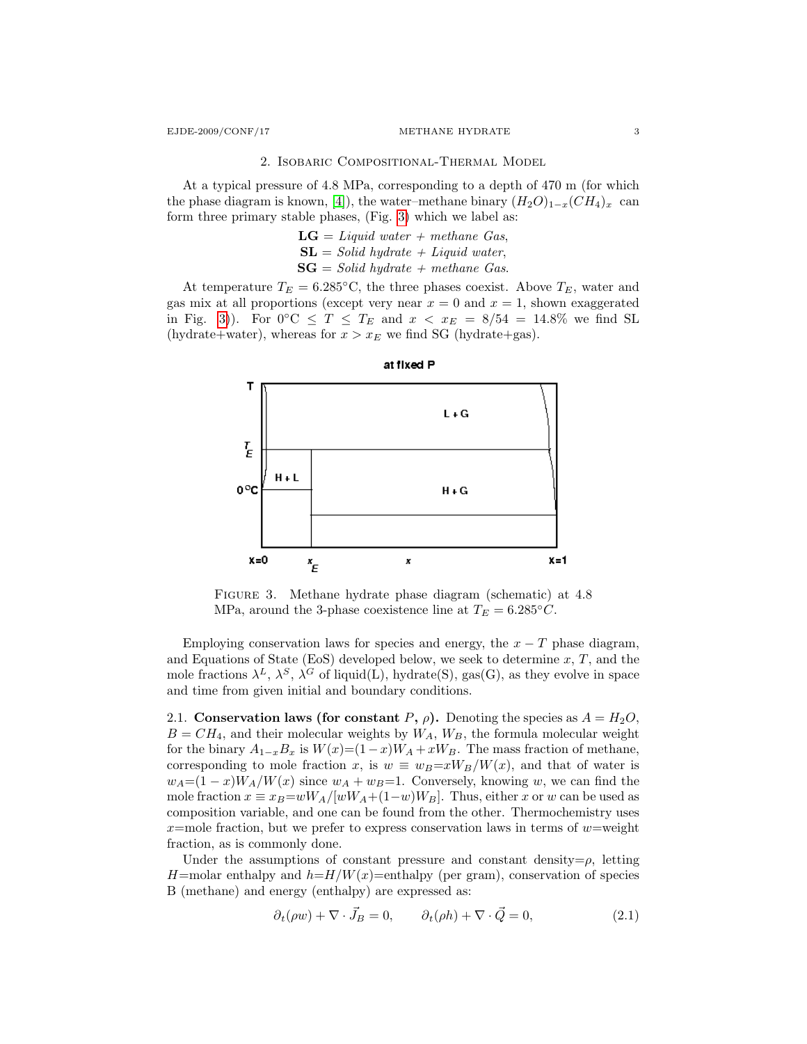## 2. Isobaric Compositional-Thermal Model

At a typical pressure of 4.8 MPa, corresponding to a depth of 470 m (for which the phase diagram is known, [4]), the water–methane binary $(H_2O)_{1-x}(CH_4)_x$ can form three primary stable phases, (Fig. 3) which we label as:

**LG** = *Liquid water + methane Gas*,
**SL** = *Solid hydrate + Liquid water*,
**SG** = *Solid hydrate + methane Gas*.

At temperature $T_E = 6.285°C$, the three phases coexist. Above $T_E$, water and gas mix at all proportions (except very near $x = 0$ and $x = 1$, shown exaggerated in Fig. 3)). For $0°C \le T \le T_E$ and $x < x_E = 8/54 = 14.8\%$ we find SL (hydrate+water), whereas for $x > x_E$ we find SG (hydrate+gas).

Figure 3. Methane hydrate phase diagram (schematic) at 4.8 MPa, around the 3-phase coexistence line at $T_E = 6.285°C$.

Employing conservation laws for species and energy, the $x - T$ phase diagram, and Equations of State (EoS) developed below, we seek to determine $x$, $T$, and the mole fractions $\lambda^L$, $\lambda^S$, $\lambda^G$ of liquid(L), hydrate(S), gas(G), as they evolve in space and time from given initial and boundary conditions.

### 2.1. Conservation laws (for constant $P$, $\rho$).

Denoting the species as $A = H_2O$, $B = CH_4$, and their molecular weights by $W_A$, $W_B$, the formula molecular weight for the binary $A_{1-x}B_x$ is $W(x)=(1-x)W_A + xW_B$. The mass fraction of methane, corresponding to mole fraction $x$, is $w \equiv w_B = xW_B/W(x)$, and that of water is $w_A = (1-x)W_A/W(x)$ since $w_A + w_B = 1$. Conversely, knowing $w$, we can find the mole fraction $x \equiv x_B = wW_A/[wW_A + (1-w)W_B]$. Thus, either $x$ or $w$ can be used as composition variable, and one can be found from the other. Thermochemistry uses $x$=mole fraction, but we prefer to express conservation laws in terms of $w$=weight fraction, as is commonly done.

Under the assumptions of constant pressure and constant density=$\rho$, letting $H$=molar enthalpy and $h=H/W(x)$=enthalpy (per gram), conservation of species B (methane) and energy (enthalpy) are expressed as:

$$\partial_t(\rho w) + \nabla \cdot \vec{J}_B = 0, \qquad \partial_t(\rho h) + \nabla \cdot \vec{Q} = 0, \tag{2.1}$$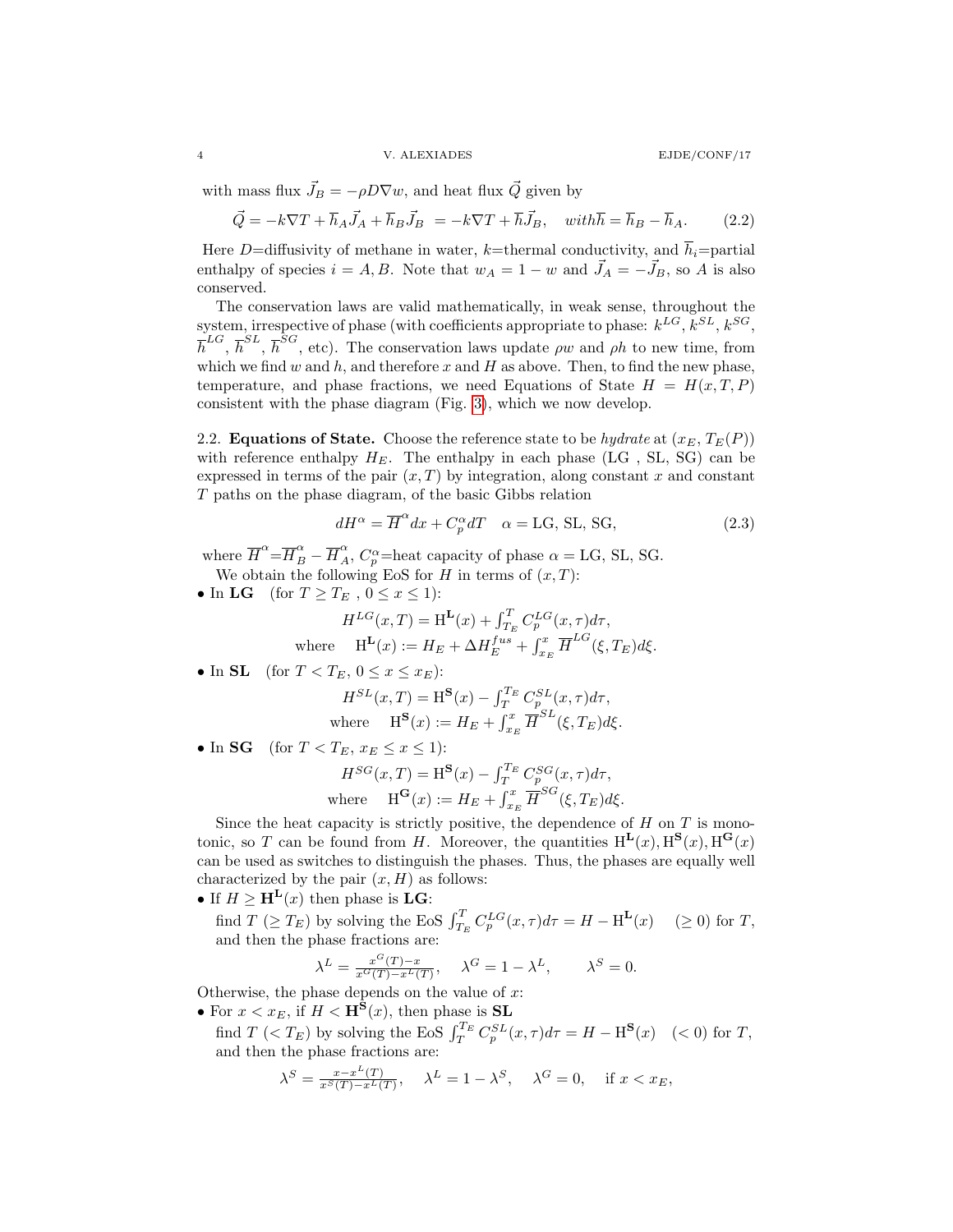with mass flux $\vec{J}_B = -\rho D \nabla w$, and heat flux $\vec{Q}$ given by

$$\vec{Q} = -k\nabla T + \overline{h}_A \vec{J}_A + \overline{h}_B \vec{J}_B \ = -k\nabla T + \overline{h}\vec{J}_B, \quad with \overline{h} = \overline{h}_B - \overline{h}_A. \tag{2.2}$$

Here $D$=diffusivity of methane in water, $k$=thermal conductivity, and $\overline{h}_i$=partial enthalpy of species $i = A, B$. Note that $w_A = 1 - w$ and $\vec{J}_A = -\vec{J}_B$, so $A$ is also conserved.

The conservation laws are valid mathematically, in weak sense, throughout the system, irrespective of phase (with coefficients appropriate to phase: $k^{LG}$, $k^{SL}$, $k^{SG}$, $\overline{h}^{LG}$, $\overline{h}^{SL}$, $\overline{h}^{SG}$, etc). The conservation laws update $\rho w$ and $\rho h$ to new time, from which we find $w$ and $h$, and therefore $x$ and $H$ as above. Then, to find the new phase, temperature, and phase fractions, we need Equations of State $H = H(x, T, P)$ consistent with the phase diagram (Fig. 3), which we now develop.

2.2. **Equations of State.** Choose the reference state to be *hydrate* at $(x_E, T_E(P))$ with reference enthalpy $H_E$. The enthalpy in each phase (LG , SL, SG) can be expressed in terms of the pair $(x, T)$ by integration, along constant $x$ and constant $T$ paths on the phase diagram, of the basic Gibbs relation

$$dH^\alpha = \overline{H}^\alpha dx + C_p^\alpha dT \quad \alpha = \text{LG, SL, SG}, \tag{2.3}$$

where $\overline{H}^\alpha = \overline{H}^\alpha_B - \overline{H}^\alpha_A$, $C_p^\alpha$=heat capacity of phase $\alpha$ = LG, SL, SG.

We obtain the following EoS for $H$ in terms of $(x, T)$:

- In **LG** (for $T \geq T_E$ , $0 \leq x \leq 1$):

$$H^{LG}(x, T) = \mathrm{H}^{\mathbf{L}}(x) + \int_{T_E}^{T} C_p^{LG}(x, \tau)d\tau,$$
$$\text{where} \quad \mathrm{H}^{\mathbf{L}}(x) := H_E + \Delta H_E^{fus} + \int_{x_E}^{x} \overline{H}^{LG}(\xi, T_E)d\xi.$$

- In **SL** (for $T < T_E$, $0 \leq x \leq x_E$):

$$H^{SL}(x, T) = \mathrm{H}^{\mathbf{S}}(x) - \int_{T}^{T_E} C_p^{SL}(x, \tau)d\tau,$$
$$\text{where} \quad \mathrm{H}^{\mathbf{S}}(x) := H_E + \int_{x_E}^{x} \overline{H}^{SL}(\xi, T_E)d\xi.$$

- In **SG** (for $T < T_E$, $x_E \leq x \leq 1$):

$$H^{SG}(x, T) = \mathrm{H}^{\mathbf{S}}(x) - \int_{T}^{T_E} C_p^{SG}(x, \tau)d\tau,$$
$$\text{where} \quad \mathrm{H}^{\mathbf{G}}(x) := H_E + \int_{x_E}^{x} \overline{H}^{SG}(\xi, T_E)d\xi.$$

Since the heat capacity is strictly positive, the dependence of $H$ on $T$ is monotonic, so $T$ can be found from $H$. Moreover, the quantities $\mathrm{H}^{\mathbf{L}}(x), \mathrm{H}^{\mathbf{S}}(x), \mathrm{H}^{\mathbf{G}}(x)$ can be used as switches to distinguish the phases. Thus, the phases are equally well characterized by the pair $(x, H)$ as follows:

- If $H \geq \mathbf{H}^{\mathbf{L}}(x)$ then phase is **LG**:
  find $T$ ($\geq T_E$) by solving the EoS $\int_{T_E}^{T} C_p^{LG}(x, \tau)d\tau = H - \mathrm{H}^{\mathbf{L}}(x) \quad (\geq 0)$ for $T$, and then the phase fractions are:

$$\lambda^L = \frac{x^G(T) - x}{x^G(T) - x^L(T)}, \quad \lambda^G = 1 - \lambda^L, \qquad \lambda^S = 0.$$

Otherwise, the phase depends on the value of $x$:

- For $x < x_E$, if $H < \mathbf{H}^{\mathbf{S}}(x)$, then phase is **SL**
  find $T$ ($< T_E$) by solving the EoS $\int_{T}^{T_E} C_p^{SL}(x, \tau)d\tau = H - \mathrm{H}^{\mathbf{S}}(x) \quad (< 0)$ for $T$, and then the phase fractions are:

$$\lambda^S = \frac{x - x^L(T)}{x^S(T) - x^L(T)}, \quad \lambda^L = 1 - \lambda^S, \quad \lambda^G = 0, \quad \text{if } x < x_E,$$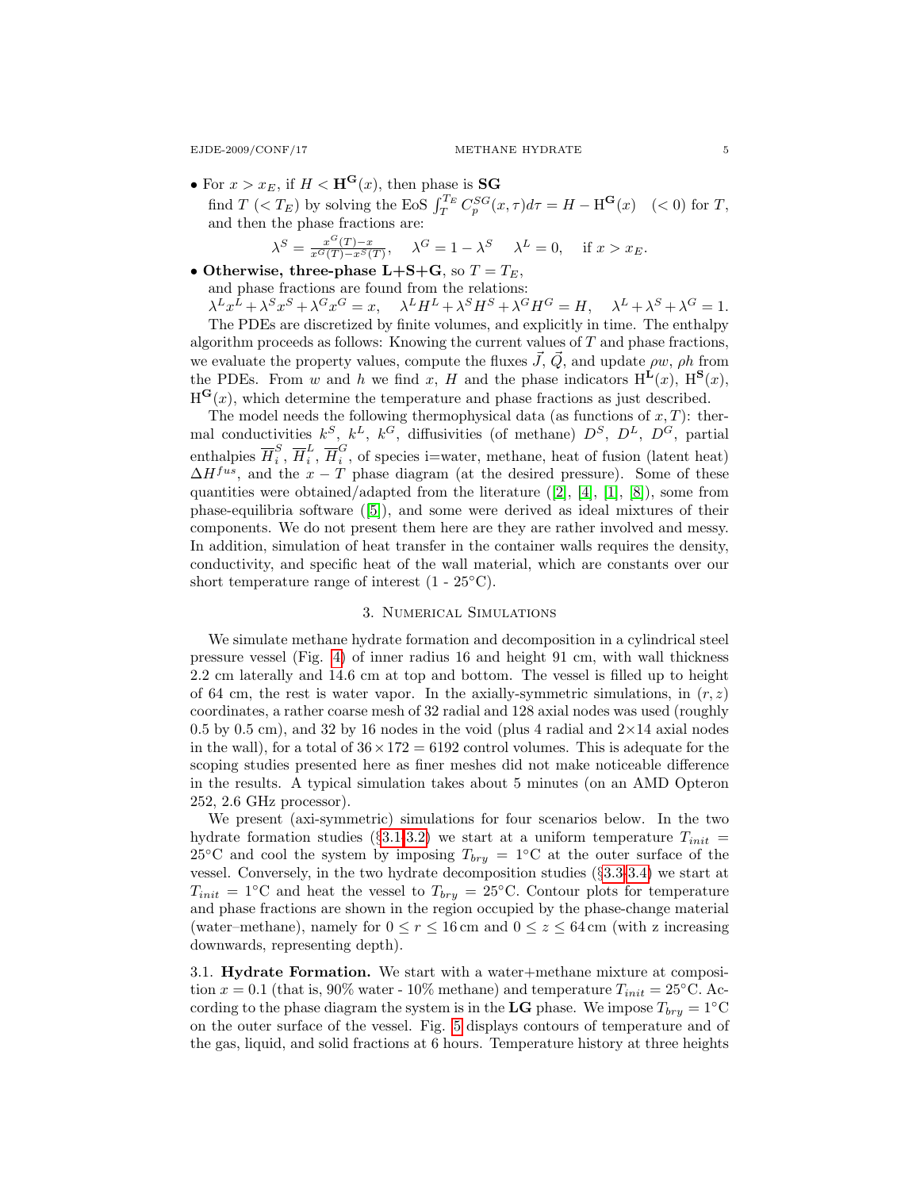- For $x > x_E$, if $H < \mathbf{H^G}(x)$, then phase is **SG**
  find $T$ $(< T_E)$ by solving the EoS $\int_T^{T_E} C_p^{SG}(x,\tau)d\tau = H - \mathrm{H}^{\mathbf{G}}(x) \quad (< 0)$ for $T$, and then the phase fractions are:
$$\lambda^S = \frac{x^G(T) - x}{x^G(T) - x^S(T)}, \quad \lambda^G = 1 - \lambda^S \quad \lambda^L = 0, \quad \text{if } x > x_E.$$
- **Otherwise, three-phase L+S+G**, so $T = T_E$,
  and phase fractions are found from the relations:
  $\lambda^L x^L + \lambda^S x^S + \lambda^G x^G = x, \quad \lambda^L H^L + \lambda^S H^S + \lambda^G H^G = H, \quad \lambda^L + \lambda^S + \lambda^G = 1.$

The PDEs are discretized by finite volumes, and explicitly in time. The enthalpy algorithm proceeds as follows: Knowing the current values of $T$ and phase fractions, we evaluate the property values, compute the fluxes $\vec{J}$, $\vec{Q}$, and update $\rho w$, $\rho h$ from the PDEs. From $w$ and $h$ we find $x$, $H$ and the phase indicators $\mathrm{H}^{\mathbf{L}}(x)$, $\mathrm{H}^{\mathbf{S}}(x)$, $\mathrm{H}^{\mathbf{G}}(x)$, which determine the temperature and phase fractions as just described.

The model needs the following thermophysical data (as functions of $x, T$): thermal conductivities $k^S$, $k^L$, $k^G$, diffusivities (of methane) $D^S$, $D^L$, $D^G$, partial enthalpies $\overline{H}_i^S$, $\overline{H}_i^L$, $\overline{H}_i^G$, of species i=water, methane, heat of fusion (latent heat) $\Delta H^{fus}$, and the $x - T$ phase diagram (at the desired pressure). Some of these quantities were obtained/adapted from the literature ([2], [4], [1], [8]), some from phase-equilibria software ([5]), and some were derived as ideal mixtures of their components. We do not present them here are they are rather involved and messy. In addition, simulation of heat transfer in the container walls requires the density, conductivity, and specific heat of the wall material, which are constants over our short temperature range of interest (1 - 25°C).

## 3. Numerical Simulations

We simulate methane hydrate formation and decomposition in a cylindrical steel pressure vessel (Fig. 4) of inner radius 16 and height 91 cm, with wall thickness 2.2 cm laterally and 14.6 cm at top and bottom. The vessel is filled up to height of 64 cm, the rest is water vapor. In the axially-symmetric simulations, in $(r, z)$ coordinates, a rather coarse mesh of 32 radial and 128 axial nodes was used (roughly 0.5 by 0.5 cm), and 32 by 16 nodes in the void (plus 4 radial and $2{\times}14$ axial nodes in the wall), for a total of $36 \times 172 = 6192$ control volumes. This is adequate for the scoping studies presented here as finer meshes did not make noticeable difference in the results. A typical simulation takes about 5 minutes (on an AMD Opteron 252, 2.6 GHz processor).

We present (axi-symmetric) simulations for four scenarios below. In the two hydrate formation studies (§3.1-3.2) we start at a uniform temperature $T_{init} = 25$°C and cool the system by imposing $T_{bry} = 1$°C at the outer surface of the vessel. Conversely, in the two hydrate decomposition studies (§3.3-3.4) we start at $T_{init} = 1$°C and heat the vessel to $T_{bry} = 25$°C. Contour plots for temperature and phase fractions are shown in the region occupied by the phase-change material (water–methane), namely for $0 \le r \le 16$ cm and $0 \le z \le 64$ cm (with z increasing downwards, representing depth).

3.1. **Hydrate Formation.** We start with a water+methane mixture at composition $x = 0.1$ (that is, 90% water - 10% methane) and temperature $T_{init} = 25$°C. According to the phase diagram the system is in the **LG** phase. We impose $T_{bry} = 1$°C on the outer surface of the vessel. Fig. 5 displays contours of temperature and of the gas, liquid, and solid fractions at 6 hours. Temperature history at three heights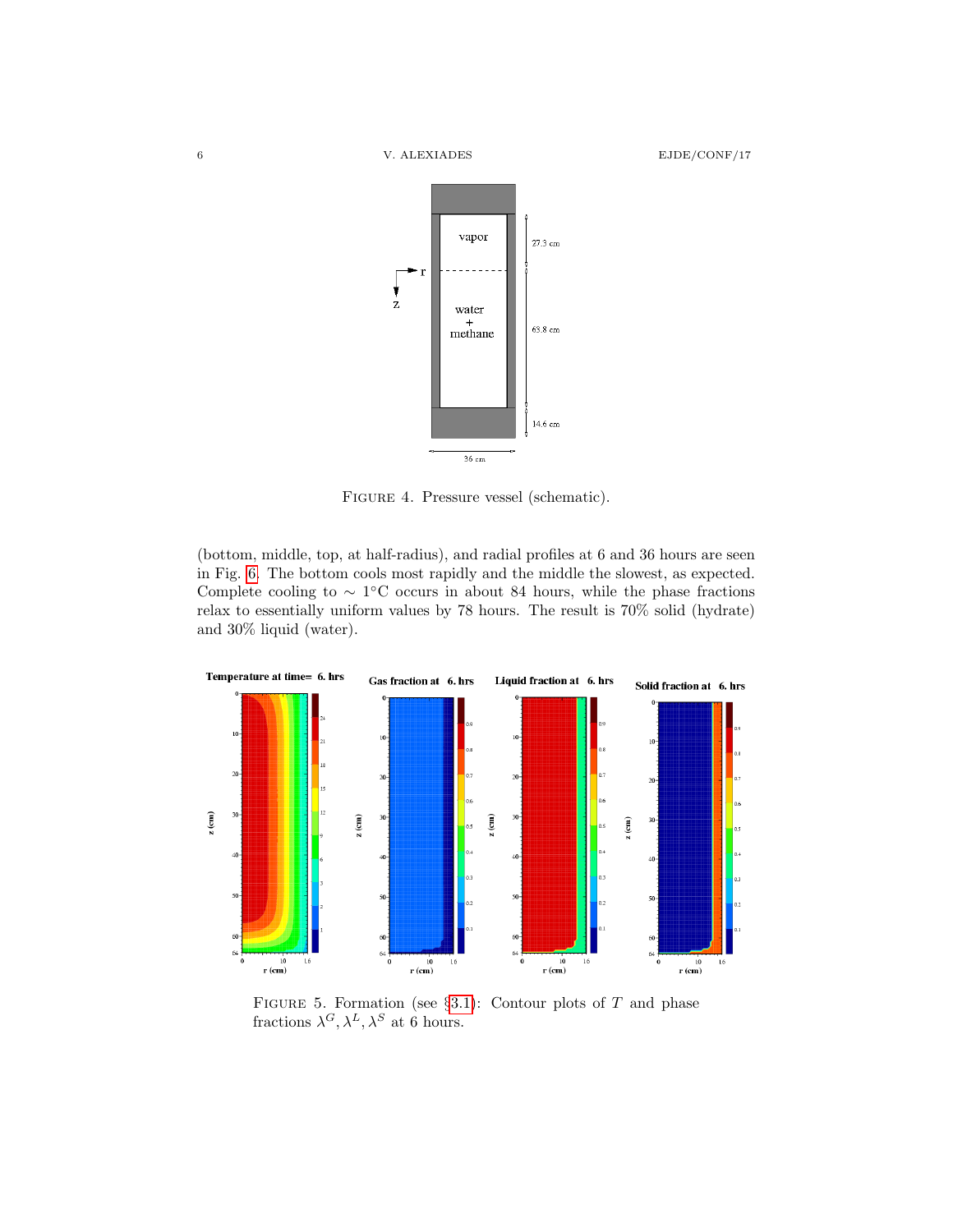FIGURE 4. Pressure vessel (schematic).

(bottom, middle, top, at half-radius), and radial profiles at 6 and 36 hours are seen in Fig. 6. The bottom cools most rapidly and the middle the slowest, as expected. Complete cooling to $\sim 1°$C occurs in about 84 hours, while the phase fractions relax to essentially uniform values by 78 hours. The result is 70% solid (hydrate) and 30% liquid (water).

FIGURE 5. Formation (see §3.1): Contour plots of $T$ and phase fractions $\lambda^G, \lambda^L, \lambda^S$ at 6 hours.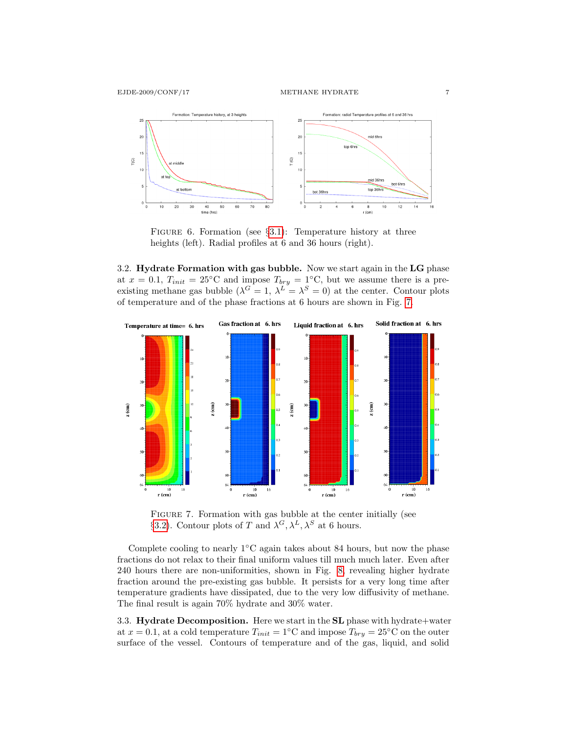FIGURE 6. Formation (see §3.1): Temperature history at three heights (left). Radial profiles at 6 and 36 hours (right).

### 3.2. Hydrate Formation with gas bubble.

Now we start again in the **LG** phase at $x = 0.1$, $T_{init} = 25°\mathrm{C}$ and impose $T_{bry} = 1°\mathrm{C}$, but we assume there is a pre-existing methane gas bubble ($\lambda^G = 1$, $\lambda^L = \lambda^S = 0$) at the center. Contour plots of temperature and of the phase fractions at 6 hours are shown in Fig. 7.

FIGURE 7. Formation with gas bubble at the center initially (see §3.2). Contour plots of $T$ and $\lambda^G, \lambda^L, \lambda^S$ at 6 hours.

Complete cooling to nearly 1°C again takes about 84 hours, but now the phase fractions do not relax to their final uniform values till much much later. Even after 240 hours there are non-uniformities, shown in Fig. 8, revealing higher hydrate fraction around the pre-existing gas bubble. It persists for a very long time after temperature gradients have dissipated, due to the very low diffusivity of methane. The final result is again 70% hydrate and 30% water.

### 3.3. Hydrate Decomposition.

Here we start in the **SL** phase with hydrate+water at $x = 0.1$, at a cold temperature $T_{init} = 1°\mathrm{C}$ and impose $T_{bry} = 25°\mathrm{C}$ on the outer surface of the vessel. Contours of temperature and of the gas, liquid, and solid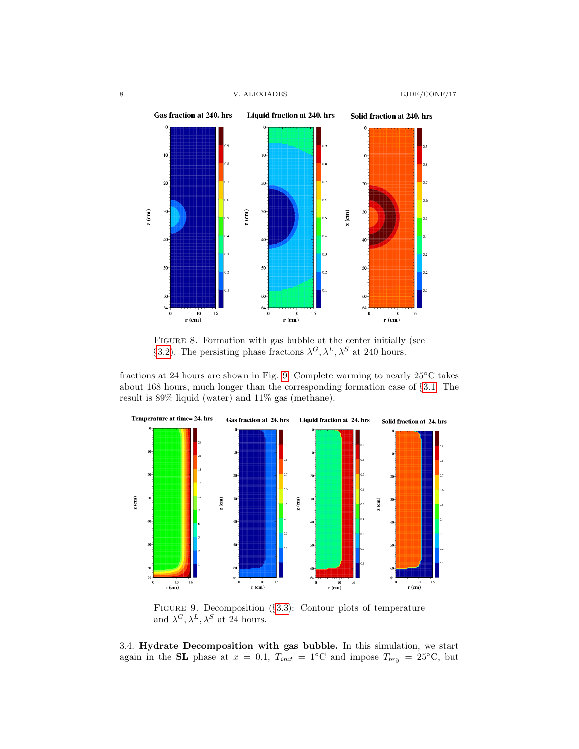FIGURE 8. Formation with gas bubble at the center initially (see §3.2). The persisting phase fractions $\lambda^G, \lambda^L, \lambda^S$ at 240 hours.

fractions at 24 hours are shown in Fig. 9. Complete warming to nearly 25°C takes about 168 hours, much longer than the corresponding formation case of §3.1. The result is 89% liquid (water) and 11% gas (methane).

FIGURE 9. Decomposition (§3.3): Contour plots of temperature and $\lambda^G, \lambda^L, \lambda^S$ at 24 hours.

3.4. **Hydrate Decomposition with gas bubble.** In this simulation, we start again in the **SL** phase at $x = 0.1$, $T_{init} = 1$°C and impose $T_{bry} = 25$°C, but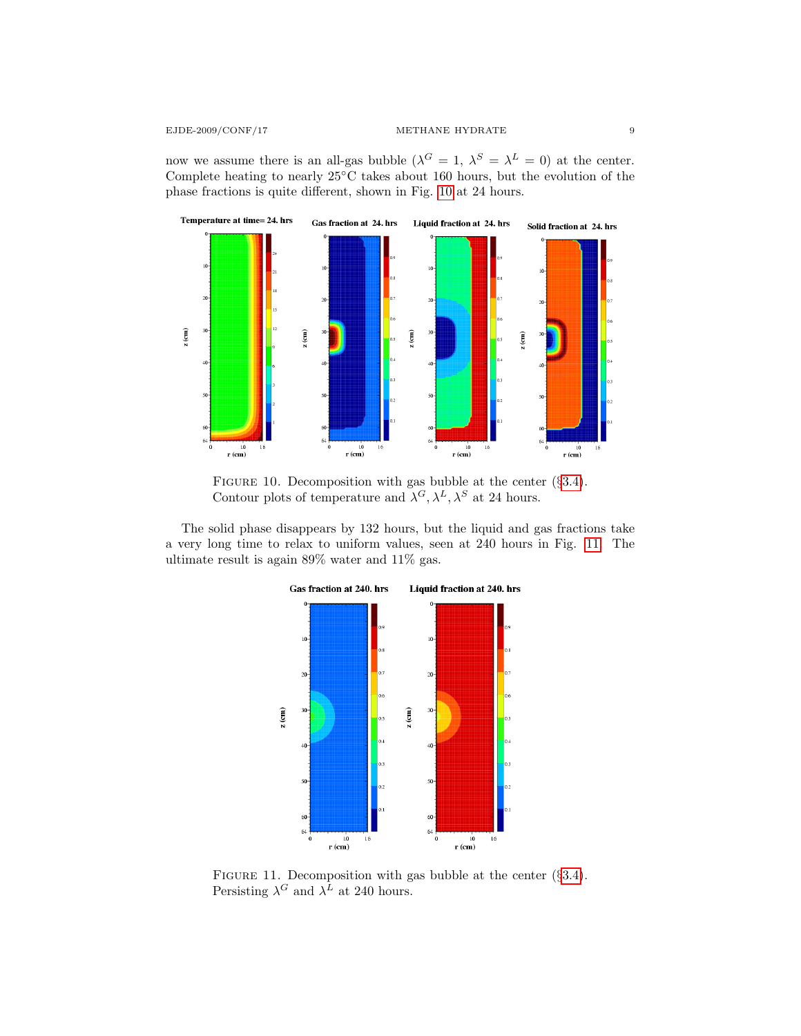now we assume there is an all-gas bubble ($\lambda^G = 1$, $\lambda^S = \lambda^L = 0$) at the center. Complete heating to nearly 25°C takes about 160 hours, but the evolution of the phase fractions is quite different, shown in Fig. 10 at 24 hours.

FIGURE 10. Decomposition with gas bubble at the center (§3.4). Contour plots of temperature and $\lambda^G, \lambda^L, \lambda^S$ at 24 hours.

The solid phase disappears by 132 hours, but the liquid and gas fractions take a very long time to relax to uniform values, seen at 240 hours in Fig. 11. The ultimate result is again 89% water and 11% gas.

FIGURE 11. Decomposition with gas bubble at the center (§3.4). Persisting $\lambda^G$ and $\lambda^L$ at 240 hours.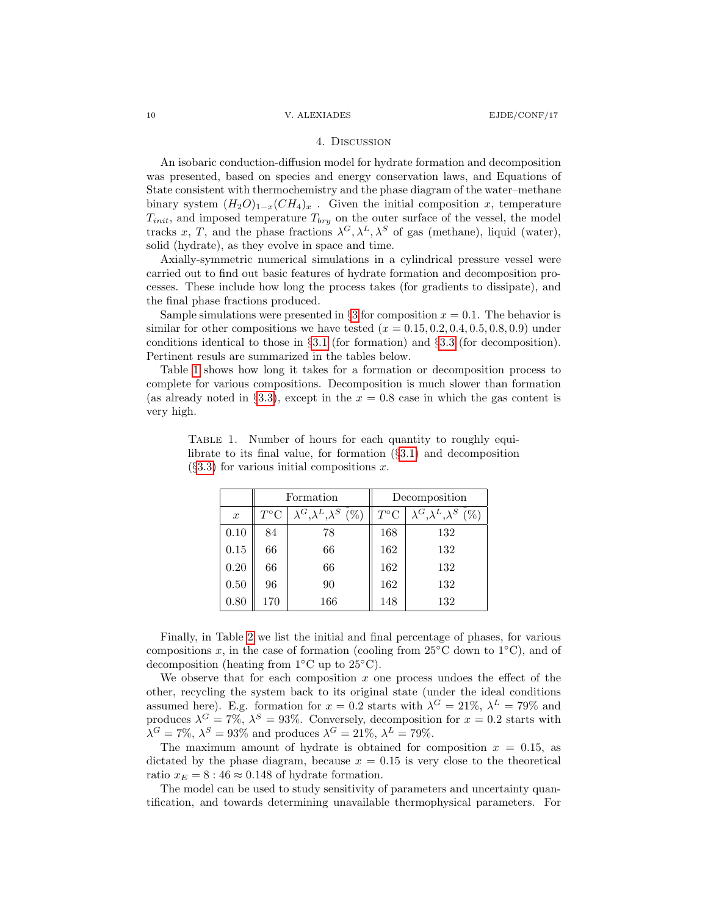## 4. Discussion

An isobaric conduction-diffusion model for hydrate formation and decomposition was presented, based on species and energy conservation laws, and Equations of State consistent with thermochemistry and the phase diagram of the water–methane binary system $(H_2O)_{1-x}(CH_4)_x$ . Given the initial composition $x$, temperature $T_{init}$, and imposed temperature $T_{bry}$ on the outer surface of the vessel, the model tracks $x$, $T$, and the phase fractions $\lambda^G, \lambda^L, \lambda^S$ of gas (methane), liquid (water), solid (hydrate), as they evolve in space and time.

Axially-symmetric numerical simulations in a cylindrical pressure vessel were carried out to find out basic features of hydrate formation and decomposition processes. These include how long the process takes (for gradients to dissipate), and the final phase fractions produced.

Sample simulations were presented in §3 for composition $x = 0.1$. The behavior is similar for other compositions we have tested ($x = 0.15, 0.2, 0.4, 0.5, 0.8, 0.9$) under conditions identical to those in §3.1 (for formation) and §3.3 (for decomposition). Pertinent resuls are summarized in the tables below.

Table 1 shows how long it takes for a formation or decomposition process to complete for various compositions. Decomposition is much slower than formation (as already noted in §3.3), except in the $x = 0.8$ case in which the gas content is very high.

Table 1. Number of hours for each quantity to roughly equilibrate to its final value, for formation (§3.1) and decomposition (§3.3) for various initial compositions $x$.

| | Formation | | Decomposition | |
|---|---|---|---|---|
| $x$ | $T$°C | $\lambda^G$,$\lambda^L$,$\lambda^S$ (%) | $T$°C | $\lambda^G$,$\lambda^L$,$\lambda^S$ (%) |
| 0.10 | 84 | 78 | 168 | 132 |
| 0.15 | 66 | 66 | 162 | 132 |
| 0.20 | 66 | 66 | 162 | 132 |
| 0.50 | 96 | 90 | 162 | 132 |
| 0.80 | 170 | 166 | 148 | 132 |

Finally, in Table 2 we list the initial and final percentage of phases, for various compositions $x$, in the case of formation (cooling from 25°C down to 1°C), and of decomposition (heating from 1°C up to 25°C).

We observe that for each composition $x$ one process undoes the effect of the other, recycling the system back to its original state (under the ideal conditions assumed here). E.g. formation for $x = 0.2$ starts with $\lambda^G = 21\%$, $\lambda^L = 79\%$ and produces $\lambda^G = 7\%$, $\lambda^S = 93\%$. Conversely, decomposition for $x = 0.2$ starts with $\lambda^G = 7\%$, $\lambda^S = 93\%$ and produces $\lambda^G = 21\%$, $\lambda^L = 79\%$.

The maximum amount of hydrate is obtained for composition $x = 0.15$, as dictated by the phase diagram, because $x = 0.15$ is very close to the theoretical ratio $x_E = 8 : 46 \approx 0.148$ of hydrate formation.

The model can be used to study sensitivity of parameters and uncertainty quantification, and towards determining unavailable thermophysical parameters. For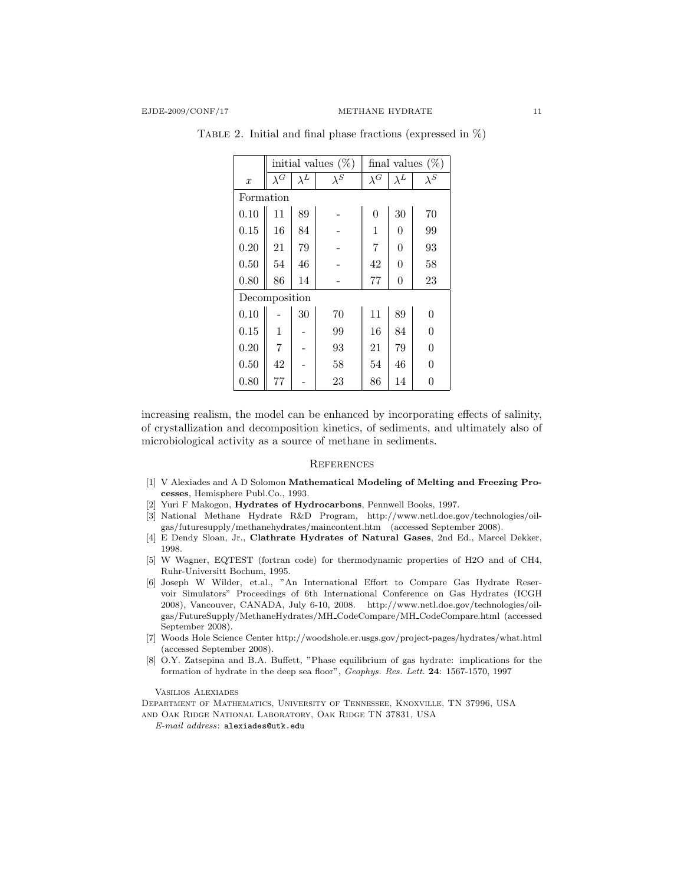Table 2. Initial and final phase fractions (expressed in %)

| | initial values (%) | | | final values (%) | | |
|---|---|---|---|---|---|---|
| $x$ | $\lambda^G$ | $\lambda^L$ | $\lambda^S$ | $\lambda^G$ | $\lambda^L$ | $\lambda^S$ |
| Formation | | | | | | |
| 0.10 | 11 | 89 | - | 0 | 30 | 70 |
| 0.15 | 16 | 84 | - | 1 | 0 | 99 |
| 0.20 | 21 | 79 | - | 7 | 0 | 93 |
| 0.50 | 54 | 46 | - | 42 | 0 | 58 |
| 0.80 | 86 | 14 | - | 77 | 0 | 23 |
| Decomposition | | | | | | |
| 0.10 | - | 30 | 70 | 11 | 89 | 0 |
| 0.15 | 1 | - | 99 | 16 | 84 | 0 |
| 0.20 | 7 | - | 93 | 21 | 79 | 0 |
| 0.50 | 42 | - | 58 | 54 | 46 | 0 |
| 0.80 | 77 | - | 23 | 86 | 14 | 0 |

increasing realism, the model can be enhanced by incorporating effects of salinity, of crystallization and decomposition kinetics, of sediments, and ultimately also of microbiological activity as a source of methane in sediments.

## References

[1] V Alexiades and A D Solomon **Mathematical Modeling of Melting and Freezing Processes**, Hemisphere Publ.Co., 1993.

[2] Yuri F Makogon, **Hydrates of Hydrocarbons**, Pennwell Books, 1997.

[3] National Methane Hydrate R&D Program, http://www.netl.doe.gov/technologies/oil-gas/futuresupply/methanehydrates/maincontent.htm (accessed September 2008).

[4] E Dendy Sloan, Jr., **Clathrate Hydrates of Natural Gases**, 2nd Ed., Marcel Dekker, 1998.

[5] W Wagner, EQTEST (fortran code) for thermodynamic properties of H2O and of CH4, Ruhr-Universitt Bochum, 1995.

[6] Joseph W Wilder, et.al., "An International Effort to Compare Gas Hydrate Reservoir Simulators" Proceedings of 6th International Conference on Gas Hydrates (ICGH 2008), Vancouver, CANADA, July 6-10, 2008. http://www.netl.doe.gov/technologies/oil-gas/FutureSupply/MethaneHydrates/MH_CodeCompare/MH_CodeCompare.html (accessed September 2008).

[7] Woods Hole Science Center http://woodshole.er.usgs.gov/project-pages/hydrates/what.html (accessed September 2008).

[8] O.Y. Zatsepina and B.A. Buffett, "Phase equilibrium of gas hydrate: implications for the formation of hydrate in the deep sea floor", *Geophys. Res. Lett.* **24**: 1567-1570, 1997

Vasilios Alexiades

Department of Mathematics, University of Tennessee, Knoxville, TN 37996, USA and Oak Ridge National Laboratory, Oak Ridge TN 37831, USA

*E-mail address*: alexiades@utk.edu